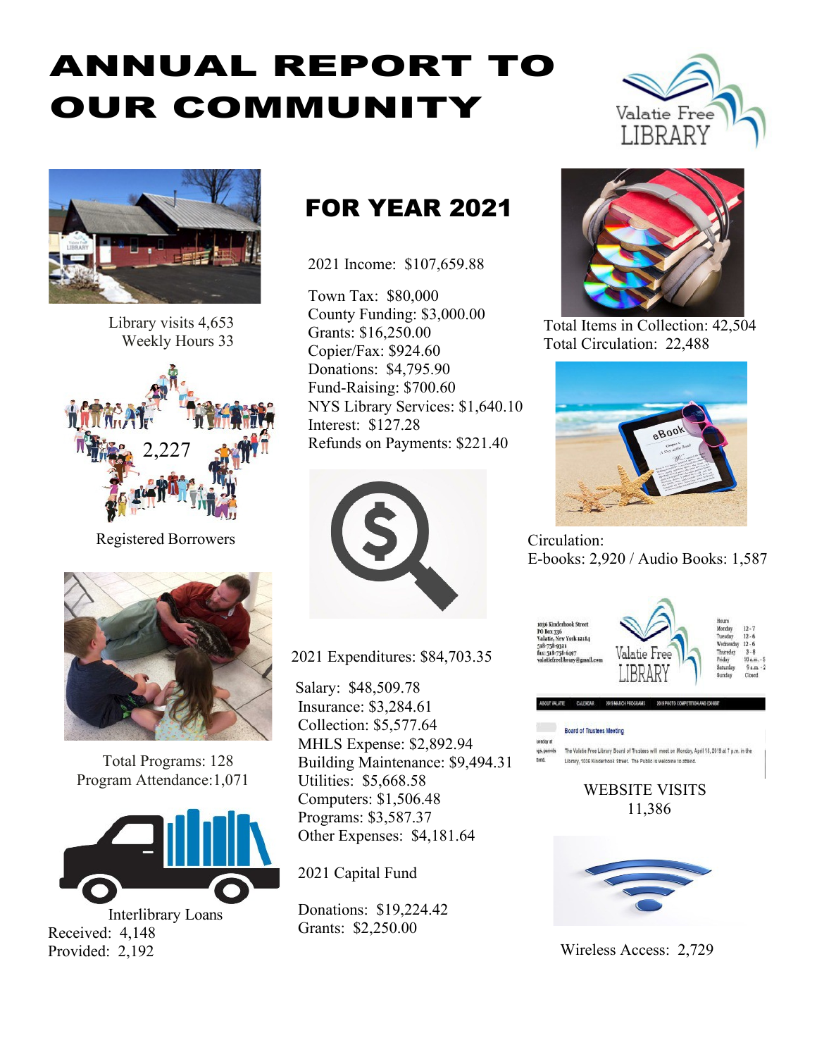# ANNUAL REPORT TO OUR COMMUNITY

Valatie Free LIBRARY

## FOR YEAR 2021

2021 Income: $107,659.88

Town Tax: $80,000
County Funding: $3,000.00
Grants: $16,250.00
Copier/Fax: $924.60
Donations: $4,795.90
Fund-Raising: $700.60
NYS Library Services: $1,640.10
Interest: $127.28
Refunds on Payments: $221.40

2021 Expenditures: $84,703.35

Salary: $48,509.78
Insurance: $3,284.61
Collection: $5,577.64
MHLS Expense: $2,892.94
Building Maintenance: $9,494.31
Utilities: $5,668.58
Computers: $1,506.48
Programs: $3,587.37
Other Expenses: $4,181.64

2021 Capital Fund

Donations: $19,224.42
Grants: $2,250.00

Library visits 4,653
Weekly Hours 33

2,227
Registered Borrowers

Total Programs: 128
Program Attendance: 1,071

Interlibrary Loans
Received: 4,148
Provided: 2,192

Total Items in Collection: 42,504
Total Circulation: 22,488

Circulation:
E-books: 2,920 / Audio Books: 1,587

WEBSITE VISITS
11,386

Wireless Access: 2,729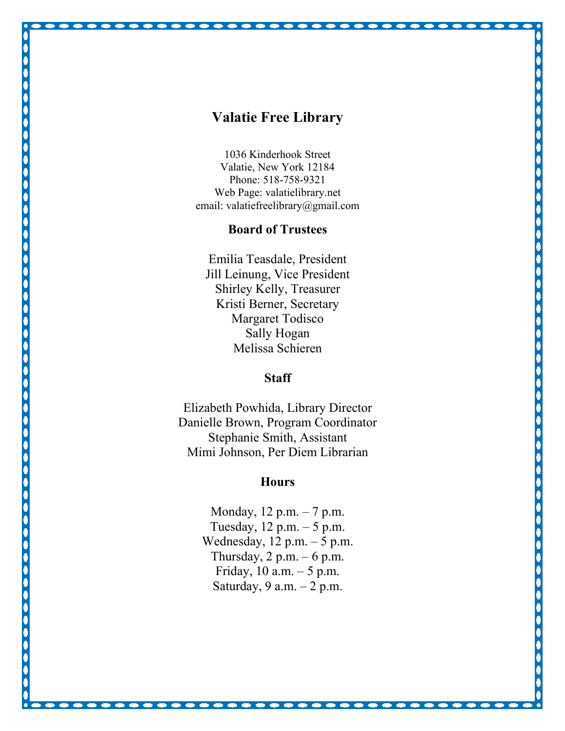# Valatie Free Library

1036 Kinderhook Street
Valatie, New York 12184
Phone: 518-758-9321
Web Page: valatielibrary.net
email: valatiefreelibrary@gmail.com

## Board of Trustees

Emilia Teasdale, President
Jill Leinung, Vice President
Shirley Kelly, Treasurer
Kristi Berner, Secretary
Margaret Todisco
Sally Hogan
Melissa Schieren

## Staff

Elizabeth Powhida, Library Director
Danielle Brown, Program Coordinator
Stephanie Smith, Assistant
Mimi Johnson, Per Diem Librarian

## Hours

Monday, 12 p.m. – 7 p.m.
Tuesday, 12 p.m. – 5 p.m.
Wednesday, 12 p.m. – 5 p.m.
Thursday, 2 p.m. – 6 p.m.
Friday, 10 a.m. – 5 p.m.
Saturday, 9 a.m. – 2 p.m.